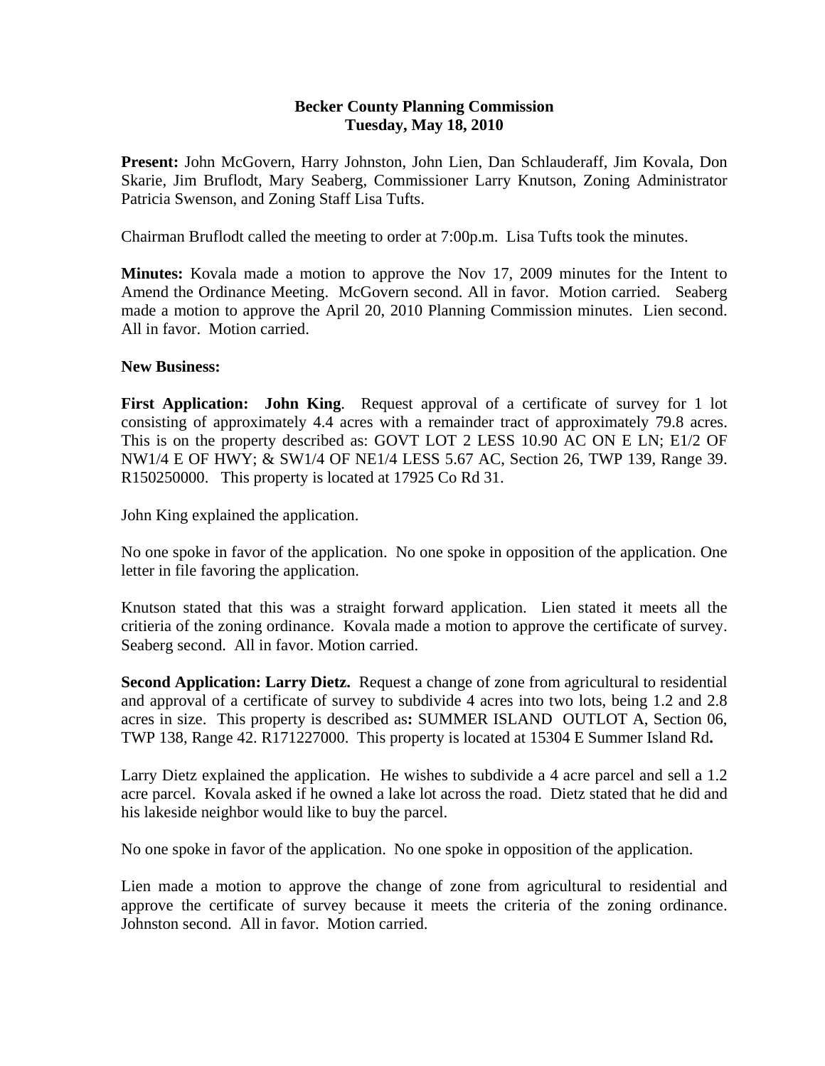**Becker County Planning Commission**
**Tuesday, May 18, 2010**

**Present:** John McGovern, Harry Johnston, John Lien, Dan Schlauderaff, Jim Kovala, Don Skarie, Jim Bruflodt, Mary Seaberg, Commissioner Larry Knutson, Zoning Administrator Patricia Swenson, and Zoning Staff Lisa Tufts.

Chairman Bruflodt called the meeting to order at 7:00p.m. Lisa Tufts took the minutes.

**Minutes:** Kovala made a motion to approve the Nov 17, 2009 minutes for the Intent to Amend the Ordinance Meeting. McGovern second. All in favor. Motion carried. Seaberg made a motion to approve the April 20, 2010 Planning Commission minutes. Lien second. All in favor. Motion carried.

**New Business:**

**First Application: John King**. Request approval of a certificate of survey for 1 lot consisting of approximately 4.4 acres with a remainder tract of approximately 79.8 acres. This is on the property described as: GOVT LOT 2 LESS 10.90 AC ON E LN; E1/2 OF NW1/4 E OF HWY; & SW1/4 OF NE1/4 LESS 5.67 AC, Section 26, TWP 139, Range 39. R150250000. This property is located at 17925 Co Rd 31.

John King explained the application.

No one spoke in favor of the application. No one spoke in opposition of the application. One letter in file favoring the application.

Knutson stated that this was a straight forward application. Lien stated it meets all the critieria of the zoning ordinance. Kovala made a motion to approve the certificate of survey. Seaberg second. All in favor. Motion carried.

**Second Application: Larry Dietz.** Request a change of zone from agricultural to residential and approval of a certificate of survey to subdivide 4 acres into two lots, being 1.2 and 2.8 acres in size. This property is described as**:** SUMMER ISLAND OUTLOT A, Section 06, TWP 138, Range 42. R171227000. This property is located at 15304 E Summer Island Rd**.**

Larry Dietz explained the application. He wishes to subdivide a 4 acre parcel and sell a 1.2 acre parcel. Kovala asked if he owned a lake lot across the road. Dietz stated that he did and his lakeside neighbor would like to buy the parcel.

No one spoke in favor of the application. No one spoke in opposition of the application.

Lien made a motion to approve the change of zone from agricultural to residential and approve the certificate of survey because it meets the criteria of the zoning ordinance. Johnston second. All in favor. Motion carried.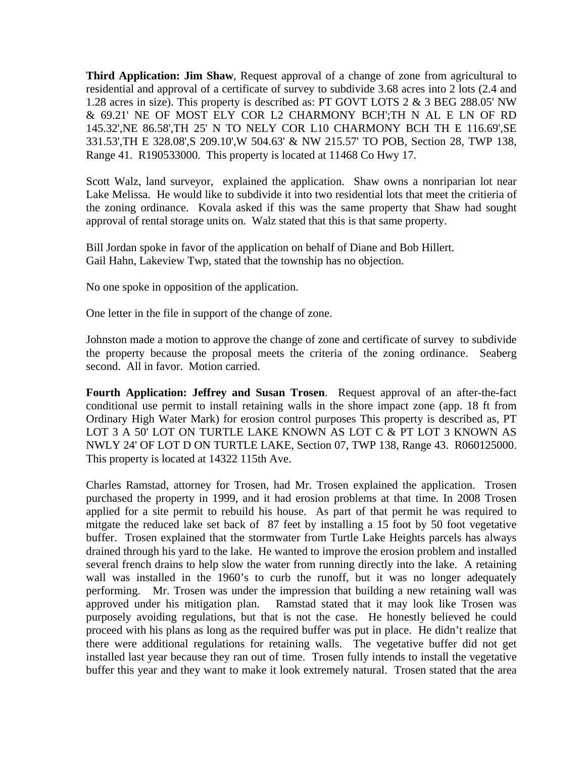**Third Application: Jim Shaw**, Request approval of a change of zone from agricultural to residential and approval of a certificate of survey to subdivide 3.68 acres into 2 lots (2.4 and 1.28 acres in size). This property is described as: PT GOVT LOTS 2 & 3 BEG 288.05' NW & 69.21' NE OF MOST ELY COR L2 CHARMONY BCH';TH N AL E LN OF RD 145.32',NE 86.58',TH 25' N TO NELY COR L10 CHARMONY BCH TH E 116.69',SE 331.53',TH E 328.08',S 209.10',W 504.63' & NW 215.57' TO POB, Section 28, TWP 138, Range 41. R190533000. This property is located at 11468 Co Hwy 17.

Scott Walz, land surveyor, explained the application. Shaw owns a nonriparian lot near Lake Melissa. He would like to subdivide it into two residential lots that meet the critieria of the zoning ordinance. Kovala asked if this was the same property that Shaw had sought approval of rental storage units on. Walz stated that this is that same property.

Bill Jordan spoke in favor of the application on behalf of Diane and Bob Hillert.
Gail Hahn, Lakeview Twp, stated that the township has no objection.

No one spoke in opposition of the application.

One letter in the file in support of the change of zone.

Johnston made a motion to approve the change of zone and certificate of survey to subdivide the property because the proposal meets the criteria of the zoning ordinance. Seaberg second. All in favor. Motion carried.

**Fourth Application: Jeffrey and Susan Trosen**. Request approval of an after-the-fact conditional use permit to install retaining walls in the shore impact zone (app. 18 ft from Ordinary High Water Mark) for erosion control purposes This property is described as, PT LOT 3 A 50' LOT ON TURTLE LAKE KNOWN AS LOT C & PT LOT 3 KNOWN AS NWLY 24' OF LOT D ON TURTLE LAKE, Section 07, TWP 138, Range 43. R060125000. This property is located at 14322 115th Ave.

Charles Ramstad, attorney for Trosen, had Mr. Trosen explained the application. Trosen purchased the property in 1999, and it had erosion problems at that time. In 2008 Trosen applied for a site permit to rebuild his house. As part of that permit he was required to mitgate the reduced lake set back of 87 feet by installing a 15 foot by 50 foot vegetative buffer. Trosen explained that the stormwater from Turtle Lake Heights parcels has always drained through his yard to the lake. He wanted to improve the erosion problem and installed several french drains to help slow the water from running directly into the lake. A retaining wall was installed in the 1960's to curb the runoff, but it was no longer adequately performing. Mr. Trosen was under the impression that building a new retaining wall was approved under his mitigation plan. Ramstad stated that it may look like Trosen was purposely avoiding regulations, but that is not the case. He honestly believed he could proceed with his plans as long as the required buffer was put in place. He didn't realize that there were additional regulations for retaining walls. The vegetative buffer did not get installed last year because they ran out of time. Trosen fully intends to install the vegetative buffer this year and they want to make it look extremely natural. Trosen stated that the area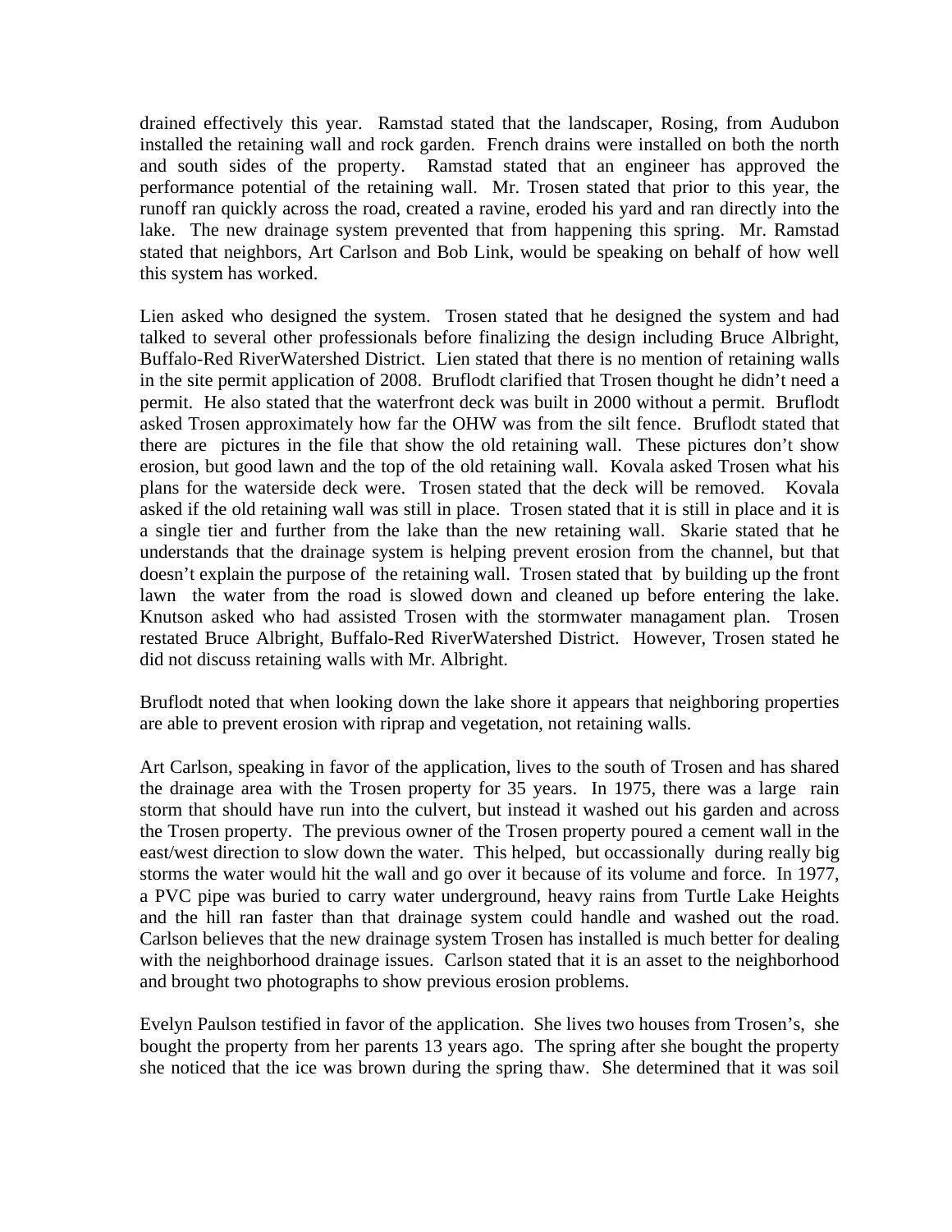drained effectively this year. Ramstad stated that the landscaper, Rosing, from Audubon installed the retaining wall and rock garden. French drains were installed on both the north and south sides of the property. Ramstad stated that an engineer has approved the performance potential of the retaining wall. Mr. Trosen stated that prior to this year, the runoff ran quickly across the road, created a ravine, eroded his yard and ran directly into the lake. The new drainage system prevented that from happening this spring. Mr. Ramstad stated that neighbors, Art Carlson and Bob Link, would be speaking on behalf of how well this system has worked.

Lien asked who designed the system. Trosen stated that he designed the system and had talked to several other professionals before finalizing the design including Bruce Albright, Buffalo-Red RiverWatershed District. Lien stated that there is no mention of retaining walls in the site permit application of 2008. Bruflodt clarified that Trosen thought he didn't need a permit. He also stated that the waterfront deck was built in 2000 without a permit. Bruflodt asked Trosen approximately how far the OHW was from the silt fence. Bruflodt stated that there are pictures in the file that show the old retaining wall. These pictures don't show erosion, but good lawn and the top of the old retaining wall. Kovala asked Trosen what his plans for the waterside deck were. Trosen stated that the deck will be removed. Kovala asked if the old retaining wall was still in place. Trosen stated that it is still in place and it is a single tier and further from the lake than the new retaining wall. Skarie stated that he understands that the drainage system is helping prevent erosion from the channel, but that doesn't explain the purpose of the retaining wall. Trosen stated that by building up the front lawn the water from the road is slowed down and cleaned up before entering the lake. Knutson asked who had assisted Trosen with the stormwater managament plan. Trosen restated Bruce Albright, Buffalo-Red RiverWatershed District. However, Trosen stated he did not discuss retaining walls with Mr. Albright.

Bruflodt noted that when looking down the lake shore it appears that neighboring properties are able to prevent erosion with riprap and vegetation, not retaining walls.

Art Carlson, speaking in favor of the application, lives to the south of Trosen and has shared the drainage area with the Trosen property for 35 years. In 1975, there was a large rain storm that should have run into the culvert, but instead it washed out his garden and across the Trosen property. The previous owner of the Trosen property poured a cement wall in the east/west direction to slow down the water. This helped, but occassionally during really big storms the water would hit the wall and go over it because of its volume and force. In 1977, a PVC pipe was buried to carry water underground, heavy rains from Turtle Lake Heights and the hill ran faster than that drainage system could handle and washed out the road. Carlson believes that the new drainage system Trosen has installed is much better for dealing with the neighborhood drainage issues. Carlson stated that it is an asset to the neighborhood and brought two photographs to show previous erosion problems.

Evelyn Paulson testified in favor of the application. She lives two houses from Trosen's, she bought the property from her parents 13 years ago. The spring after she bought the property she noticed that the ice was brown during the spring thaw. She determined that it was soil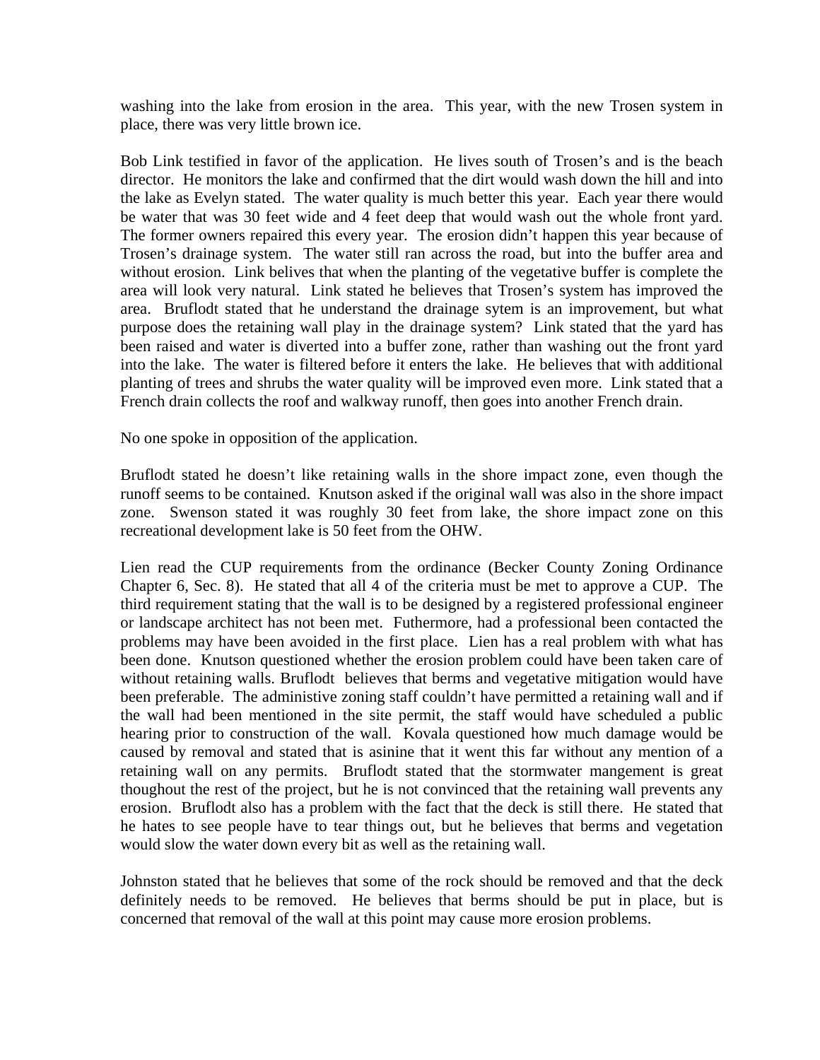washing into the lake from erosion in the area. This year, with the new Trosen system in place, there was very little brown ice.

Bob Link testified in favor of the application. He lives south of Trosen's and is the beach director. He monitors the lake and confirmed that the dirt would wash down the hill and into the lake as Evelyn stated. The water quality is much better this year. Each year there would be water that was 30 feet wide and 4 feet deep that would wash out the whole front yard. The former owners repaired this every year. The erosion didn't happen this year because of Trosen's drainage system. The water still ran across the road, but into the buffer area and without erosion. Link belives that when the planting of the vegetative buffer is complete the area will look very natural. Link stated he believes that Trosen's system has improved the area. Bruflodt stated that he understand the drainage sytem is an improvement, but what purpose does the retaining wall play in the drainage system? Link stated that the yard has been raised and water is diverted into a buffer zone, rather than washing out the front yard into the lake. The water is filtered before it enters the lake. He believes that with additional planting of trees and shrubs the water quality will be improved even more. Link stated that a French drain collects the roof and walkway runoff, then goes into another French drain.

No one spoke in opposition of the application.

Bruflodt stated he doesn't like retaining walls in the shore impact zone, even though the runoff seems to be contained. Knutson asked if the original wall was also in the shore impact zone. Swenson stated it was roughly 30 feet from lake, the shore impact zone on this recreational development lake is 50 feet from the OHW.

Lien read the CUP requirements from the ordinance (Becker County Zoning Ordinance Chapter 6, Sec. 8). He stated that all 4 of the criteria must be met to approve a CUP. The third requirement stating that the wall is to be designed by a registered professional engineer or landscape architect has not been met. Futhermore, had a professional been contacted the problems may have been avoided in the first place. Lien has a real problem with what has been done. Knutson questioned whether the erosion problem could have been taken care of without retaining walls. Bruflodt believes that berms and vegetative mitigation would have been preferable. The administive zoning staff couldn't have permitted a retaining wall and if the wall had been mentioned in the site permit, the staff would have scheduled a public hearing prior to construction of the wall. Kovala questioned how much damage would be caused by removal and stated that is asinine that it went this far without any mention of a retaining wall on any permits. Bruflodt stated that the stormwater mangement is great thoughout the rest of the project, but he is not convinced that the retaining wall prevents any erosion. Bruflodt also has a problem with the fact that the deck is still there. He stated that he hates to see people have to tear things out, but he believes that berms and vegetation would slow the water down every bit as well as the retaining wall.

Johnston stated that he believes that some of the rock should be removed and that the deck definitely needs to be removed. He believes that berms should be put in place, but is concerned that removal of the wall at this point may cause more erosion problems.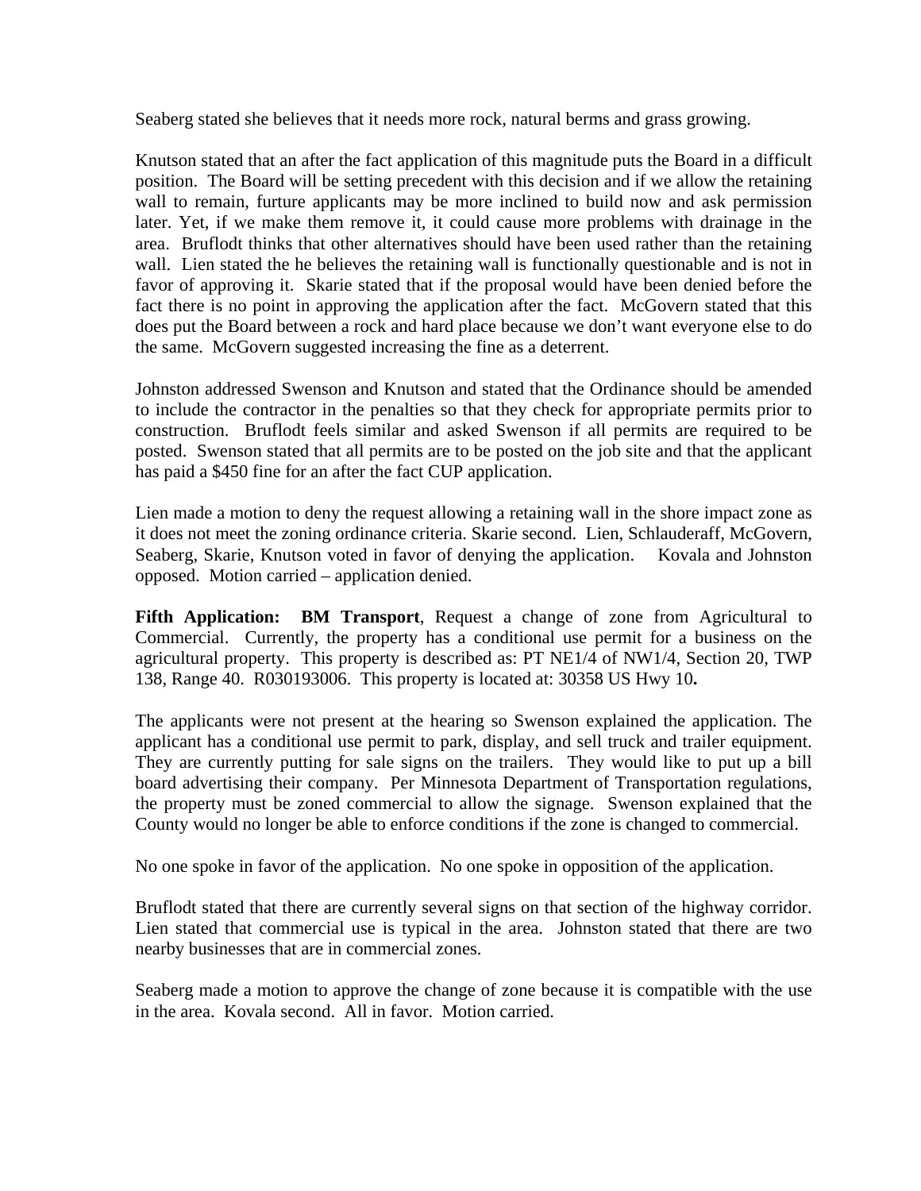Seaberg stated she believes that it needs more rock, natural berms and grass growing.

Knutson stated that an after the fact application of this magnitude puts the Board in a difficult position. The Board will be setting precedent with this decision and if we allow the retaining wall to remain, furture applicants may be more inclined to build now and ask permission later. Yet, if we make them remove it, it could cause more problems with drainage in the area. Bruflodt thinks that other alternatives should have been used rather than the retaining wall. Lien stated the he believes the retaining wall is functionally questionable and is not in favor of approving it. Skarie stated that if the proposal would have been denied before the fact there is no point in approving the application after the fact. McGovern stated that this does put the Board between a rock and hard place because we don't want everyone else to do the same. McGovern suggested increasing the fine as a deterrent.

Johnston addressed Swenson and Knutson and stated that the Ordinance should be amended to include the contractor in the penalties so that they check for appropriate permits prior to construction. Bruflodt feels similar and asked Swenson if all permits are required to be posted. Swenson stated that all permits are to be posted on the job site and that the applicant has paid a $450 fine for an after the fact CUP application.

Lien made a motion to deny the request allowing a retaining wall in the shore impact zone as it does not meet the zoning ordinance criteria. Skarie second. Lien, Schlauderaff, McGovern, Seaberg, Skarie, Knutson voted in favor of denying the application. Kovala and Johnston opposed. Motion carried – application denied.

**Fifth Application: BM Transport**, Request a change of zone from Agricultural to Commercial. Currently, the property has a conditional use permit for a business on the agricultural property. This property is described as: PT NE1/4 of NW1/4, Section 20, TWP 138, Range 40. R030193006. This property is located at: 30358 US Hwy 10**.**

The applicants were not present at the hearing so Swenson explained the application. The applicant has a conditional use permit to park, display, and sell truck and trailer equipment. They are currently putting for sale signs on the trailers. They would like to put up a bill board advertising their company. Per Minnesota Department of Transportation regulations, the property must be zoned commercial to allow the signage. Swenson explained that the County would no longer be able to enforce conditions if the zone is changed to commercial.

No one spoke in favor of the application. No one spoke in opposition of the application.

Bruflodt stated that there are currently several signs on that section of the highway corridor. Lien stated that commercial use is typical in the area. Johnston stated that there are two nearby businesses that are in commercial zones.

Seaberg made a motion to approve the change of zone because it is compatible with the use in the area. Kovala second. All in favor. Motion carried.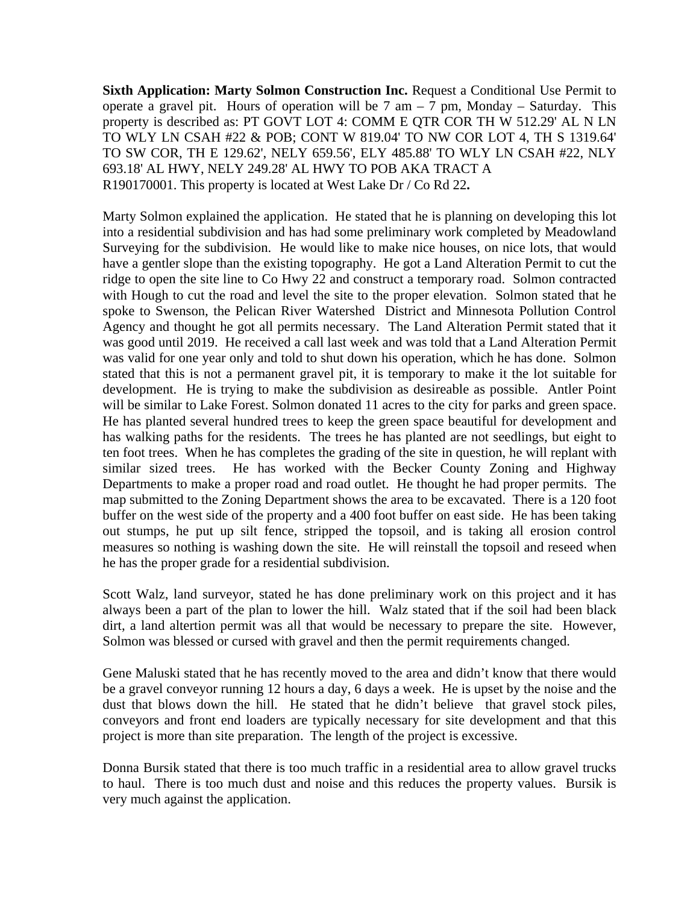**Sixth Application: Marty Solmon Construction Inc.** Request a Conditional Use Permit to operate a gravel pit. Hours of operation will be 7 am – 7 pm, Monday – Saturday. This property is described as: PT GOVT LOT 4: COMM E QTR COR TH W 512.29' AL N LN TO WLY LN CSAH #22 & POB; CONT W 819.04' TO NW COR LOT 4, TH S 1319.64' TO SW COR, TH E 129.62', NELY 659.56', ELY 485.88' TO WLY LN CSAH #22, NLY 693.18' AL HWY, NELY 249.28' AL HWY TO POB AKA TRACT A R190170001. This property is located at West Lake Dr / Co Rd 22**.**

Marty Solmon explained the application. He stated that he is planning on developing this lot into a residential subdivision and has had some preliminary work completed by Meadowland Surveying for the subdivision. He would like to make nice houses, on nice lots, that would have a gentler slope than the existing topography. He got a Land Alteration Permit to cut the ridge to open the site line to Co Hwy 22 and construct a temporary road. Solmon contracted with Hough to cut the road and level the site to the proper elevation. Solmon stated that he spoke to Swenson, the Pelican River Watershed District and Minnesota Pollution Control Agency and thought he got all permits necessary. The Land Alteration Permit stated that it was good until 2019. He received a call last week and was told that a Land Alteration Permit was valid for one year only and told to shut down his operation, which he has done. Solmon stated that this is not a permanent gravel pit, it is temporary to make it the lot suitable for development. He is trying to make the subdivision as desireable as possible. Antler Point will be similar to Lake Forest. Solmon donated 11 acres to the city for parks and green space. He has planted several hundred trees to keep the green space beautiful for development and has walking paths for the residents. The trees he has planted are not seedlings, but eight to ten foot trees. When he has completes the grading of the site in question, he will replant with similar sized trees. He has worked with the Becker County Zoning and Highway Departments to make a proper road and road outlet. He thought he had proper permits. The map submitted to the Zoning Department shows the area to be excavated. There is a 120 foot buffer on the west side of the property and a 400 foot buffer on east side. He has been taking out stumps, he put up silt fence, stripped the topsoil, and is taking all erosion control measures so nothing is washing down the site. He will reinstall the topsoil and reseed when he has the proper grade for a residential subdivision.

Scott Walz, land surveyor, stated he has done preliminary work on this project and it has always been a part of the plan to lower the hill. Walz stated that if the soil had been black dirt, a land altertion permit was all that would be necessary to prepare the site. However, Solmon was blessed or cursed with gravel and then the permit requirements changed.

Gene Maluski stated that he has recently moved to the area and didn't know that there would be a gravel conveyor running 12 hours a day, 6 days a week. He is upset by the noise and the dust that blows down the hill. He stated that he didn't believe that gravel stock piles, conveyors and front end loaders are typically necessary for site development and that this project is more than site preparation. The length of the project is excessive.

Donna Bursik stated that there is too much traffic in a residential area to allow gravel trucks to haul. There is too much dust and noise and this reduces the property values. Bursik is very much against the application.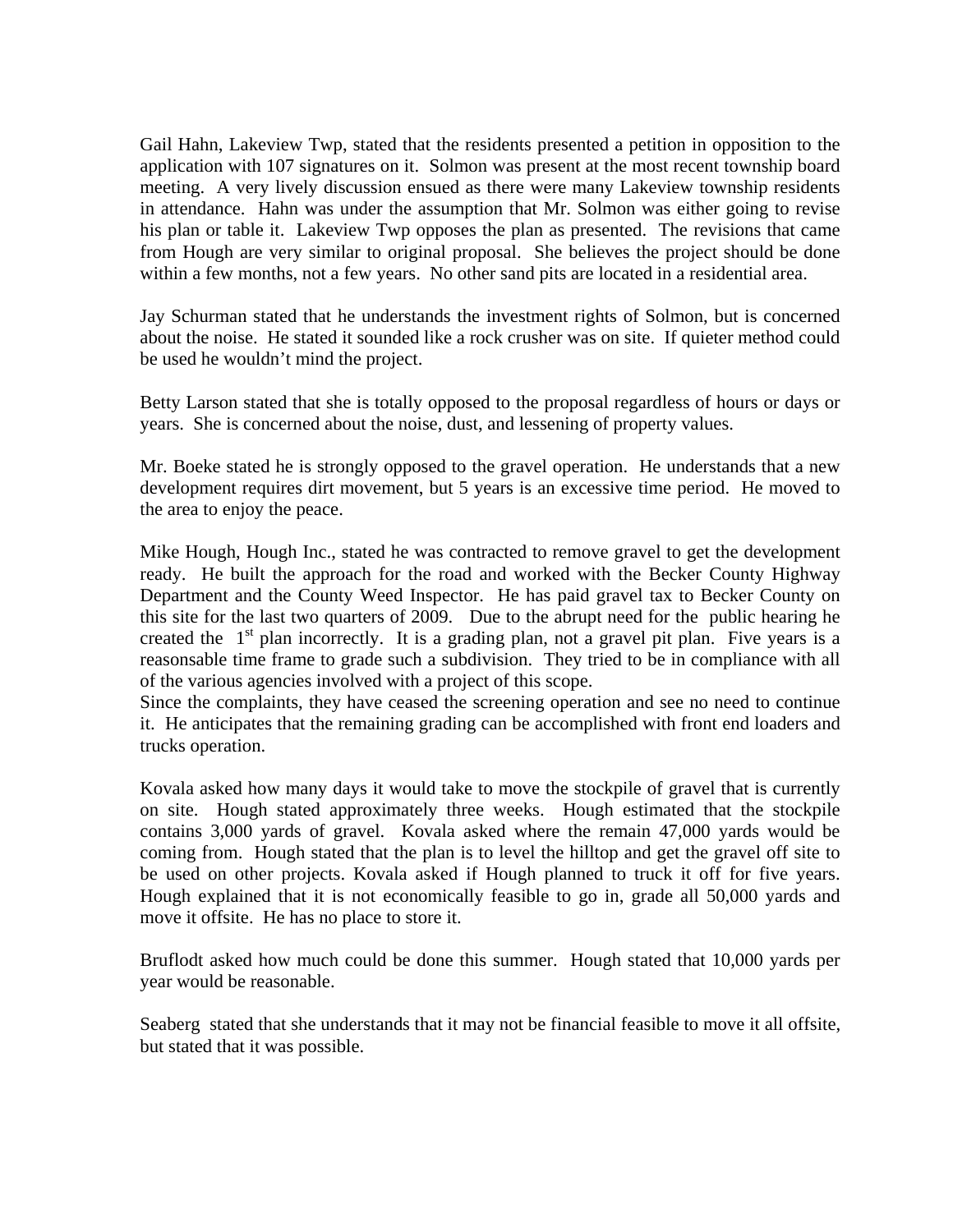Gail Hahn, Lakeview Twp, stated that the residents presented a petition in opposition to the application with 107 signatures on it. Solmon was present at the most recent township board meeting. A very lively discussion ensued as there were many Lakeview township residents in attendance. Hahn was under the assumption that Mr. Solmon was either going to revise his plan or table it. Lakeview Twp opposes the plan as presented. The revisions that came from Hough are very similar to original proposal. She believes the project should be done within a few months, not a few years. No other sand pits are located in a residential area.

Jay Schurman stated that he understands the investment rights of Solmon, but is concerned about the noise. He stated it sounded like a rock crusher was on site. If quieter method could be used he wouldn't mind the project.

Betty Larson stated that she is totally opposed to the proposal regardless of hours or days or years. She is concerned about the noise, dust, and lessening of property values.

Mr. Boeke stated he is strongly opposed to the gravel operation. He understands that a new development requires dirt movement, but 5 years is an excessive time period. He moved to the area to enjoy the peace.

Mike Hough, Hough Inc., stated he was contracted to remove gravel to get the development ready. He built the approach for the road and worked with the Becker County Highway Department and the County Weed Inspector. He has paid gravel tax to Becker County on this site for the last two quarters of 2009. Due to the abrupt need for the public hearing he created the 1st plan incorrectly. It is a grading plan, not a gravel pit plan. Five years is a reasonsable time frame to grade such a subdivision. They tried to be in compliance with all of the various agencies involved with a project of this scope.
Since the complaints, they have ceased the screening operation and see no need to continue it. He anticipates that the remaining grading can be accomplished with front end loaders and trucks operation.

Kovala asked how many days it would take to move the stockpile of gravel that is currently on site. Hough stated approximately three weeks. Hough estimated that the stockpile contains 3,000 yards of gravel. Kovala asked where the remain 47,000 yards would be coming from. Hough stated that the plan is to level the hilltop and get the gravel off site to be used on other projects. Kovala asked if Hough planned to truck it off for five years. Hough explained that it is not economically feasible to go in, grade all 50,000 yards and move it offsite. He has no place to store it.

Bruflodt asked how much could be done this summer. Hough stated that 10,000 yards per year would be reasonable.

Seaberg stated that she understands that it may not be financial feasible to move it all offsite, but stated that it was possible.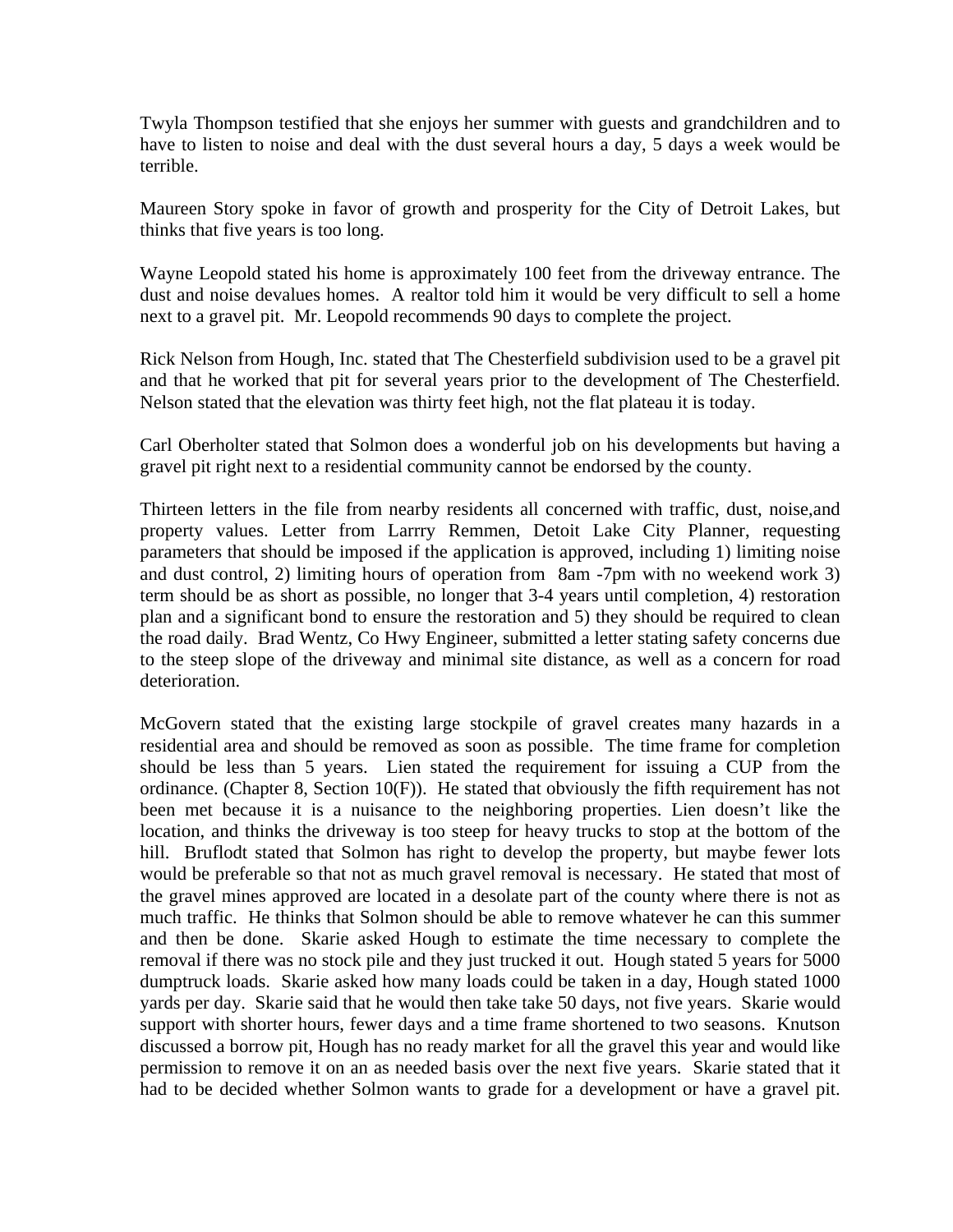Twyla Thompson testified that she enjoys her summer with guests and grandchildren and to have to listen to noise and deal with the dust several hours a day, 5 days a week would be terrible.

Maureen Story spoke in favor of growth and prosperity for the City of Detroit Lakes, but thinks that five years is too long.

Wayne Leopold stated his home is approximately 100 feet from the driveway entrance. The dust and noise devalues homes. A realtor told him it would be very difficult to sell a home next to a gravel pit. Mr. Leopold recommends 90 days to complete the project.

Rick Nelson from Hough, Inc. stated that The Chesterfield subdivision used to be a gravel pit and that he worked that pit for several years prior to the development of The Chesterfield. Nelson stated that the elevation was thirty feet high, not the flat plateau it is today.

Carl Oberholter stated that Solmon does a wonderful job on his developments but having a gravel pit right next to a residential community cannot be endorsed by the county.

Thirteen letters in the file from nearby residents all concerned with traffic, dust, noise,and property values. Letter from Larrry Remmen, Detoit Lake City Planner, requesting parameters that should be imposed if the application is approved, including 1) limiting noise and dust control, 2) limiting hours of operation from 8am -7pm with no weekend work 3) term should be as short as possible, no longer that 3-4 years until completion, 4) restoration plan and a significant bond to ensure the restoration and 5) they should be required to clean the road daily. Brad Wentz, Co Hwy Engineer, submitted a letter stating safety concerns due to the steep slope of the driveway and minimal site distance, as well as a concern for road deterioration.

McGovern stated that the existing large stockpile of gravel creates many hazards in a residential area and should be removed as soon as possible. The time frame for completion should be less than 5 years. Lien stated the requirement for issuing a CUP from the ordinance. (Chapter 8, Section 10(F)). He stated that obviously the fifth requirement has not been met because it is a nuisance to the neighboring properties. Lien doesn't like the location, and thinks the driveway is too steep for heavy trucks to stop at the bottom of the hill. Bruflodt stated that Solmon has right to develop the property, but maybe fewer lots would be preferable so that not as much gravel removal is necessary. He stated that most of the gravel mines approved are located in a desolate part of the county where there is not as much traffic. He thinks that Solmon should be able to remove whatever he can this summer and then be done. Skarie asked Hough to estimate the time necessary to complete the removal if there was no stock pile and they just trucked it out. Hough stated 5 years for 5000 dumptruck loads. Skarie asked how many loads could be taken in a day, Hough stated 1000 yards per day. Skarie said that he would then take take 50 days, not five years. Skarie would support with shorter hours, fewer days and a time frame shortened to two seasons. Knutson discussed a borrow pit, Hough has no ready market for all the gravel this year and would like permission to remove it on an as needed basis over the next five years. Skarie stated that it had to be decided whether Solmon wants to grade for a development or have a gravel pit.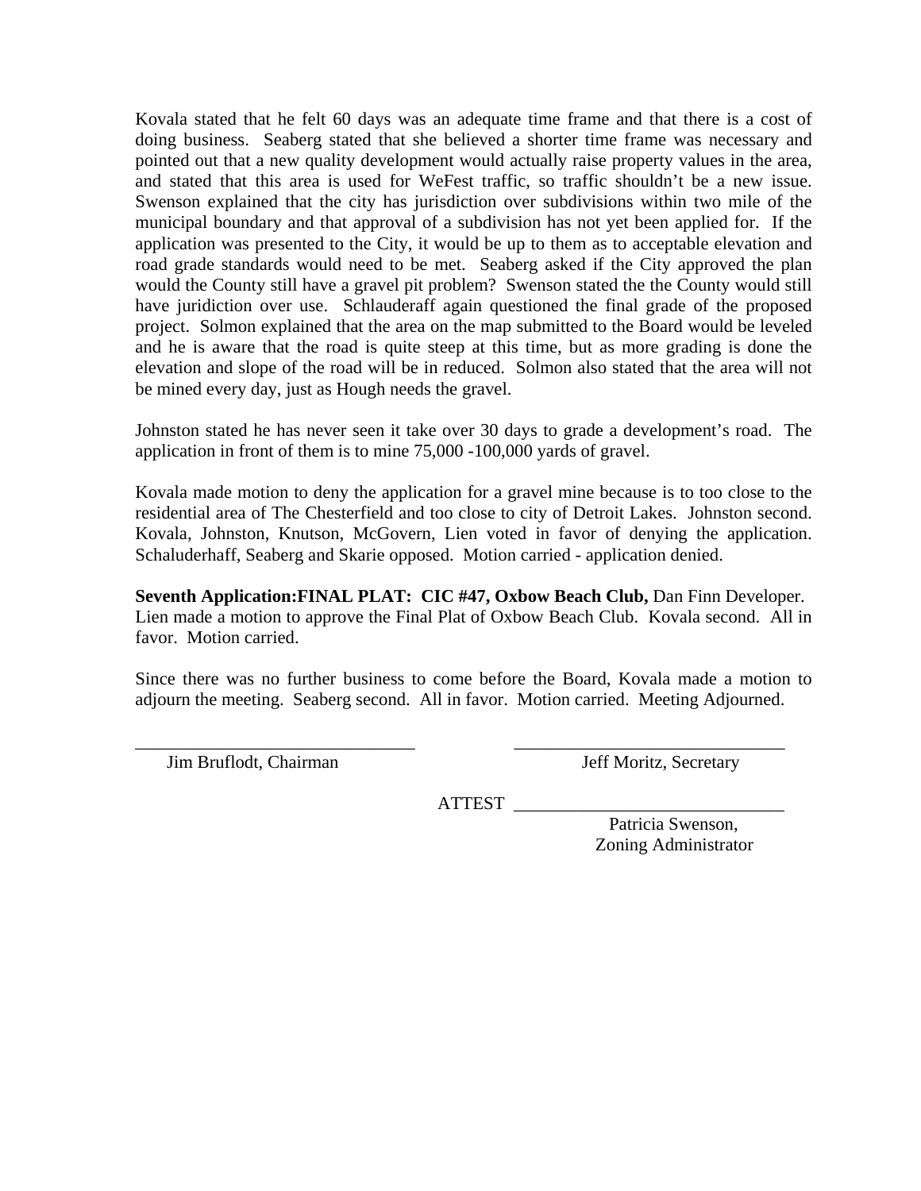Kovala stated that he felt 60 days was an adequate time frame and that there is a cost of doing business. Seaberg stated that she believed a shorter time frame was necessary and pointed out that a new quality development would actually raise property values in the area, and stated that this area is used for WeFest traffic, so traffic shouldn't be a new issue. Swenson explained that the city has jurisdiction over subdivisions within two mile of the municipal boundary and that approval of a subdivision has not yet been applied for. If the application was presented to the City, it would be up to them as to acceptable elevation and road grade standards would need to be met. Seaberg asked if the City approved the plan would the County still have a gravel pit problem? Swenson stated the the County would still have juridiction over use. Schlauderaff again questioned the final grade of the proposed project. Solmon explained that the area on the map submitted to the Board would be leveled and he is aware that the road is quite steep at this time, but as more grading is done the elevation and slope of the road will be in reduced. Solmon also stated that the area will not be mined every day, just as Hough needs the gravel.

Johnston stated he has never seen it take over 30 days to grade a development's road. The application in front of them is to mine 75,000 -100,000 yards of gravel.

Kovala made motion to deny the application for a gravel mine because is to too close to the residential area of The Chesterfield and too close to city of Detroit Lakes. Johnston second. Kovala, Johnston, Knutson, McGovern, Lien voted in favor of denying the application. Schaluderhaff, Seaberg and Skarie opposed. Motion carried - application denied.

**Seventh Application:FINAL PLAT: CIC #47, Oxbow Beach Club,** Dan Finn Developer. Lien made a motion to approve the Final Plat of Oxbow Beach Club. Kovala second. All in favor. Motion carried.

Since there was no further business to come before the Board, Kovala made a motion to adjourn the meeting. Seaberg second. All in favor. Motion carried. Meeting Adjourned.

\_\_\_\_\_\_\_\_\_\_\_\_\_\_\_\_\_\_\_\_\_\_\_\_\_\_\_\_\_\_\_\_ \_\_\_\_\_\_\_\_\_\_\_\_\_\_\_\_\_\_\_\_\_\_\_\_\_\_\_\_\_\_\_

Jim Bruflodt, Chairman Jeff Moritz, Secretary

ATTEST \_\_\_\_\_\_\_\_\_\_\_\_\_\_\_\_\_\_\_\_\_\_\_\_\_\_\_\_\_\_

Patricia Swenson,
Zoning Administrator